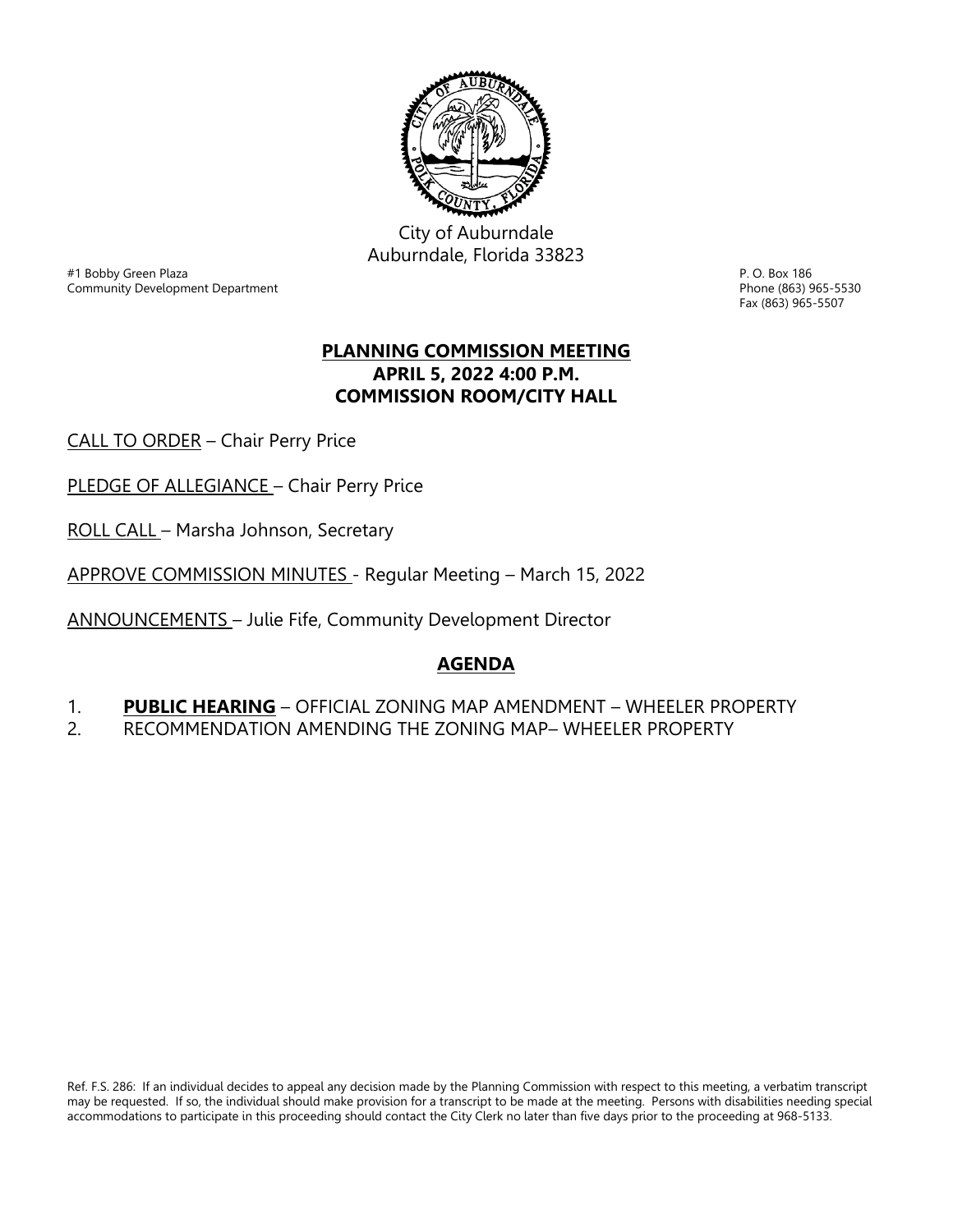City of Auburndale
Auburndale, Florida 33823

#1 Bobby Green Plaza
Community Development Department

P. O. Box 186
Phone (863) 965-5530
Fax (863) 965-5507

## PLANNING COMMISSION MEETING
## APRIL 5, 2022 4:00 P.M.
## COMMISSION ROOM/CITY HALL

CALL TO ORDER – Chair Perry Price

PLEDGE OF ALLEGIANCE – Chair Perry Price

ROLL CALL – Marsha Johnson, Secretary

APPROVE COMMISSION MINUTES - Regular Meeting – March 15, 2022

ANNOUNCEMENTS – Julie Fife, Community Development Director

## AGENDA

1. **PUBLIC HEARING** – OFFICIAL ZONING MAP AMENDMENT – WHEELER PROPERTY
2. RECOMMENDATION AMENDING THE ZONING MAP– WHEELER PROPERTY

Ref. F.S. 286: If an individual decides to appeal any decision made by the Planning Commission with respect to this meeting, a verbatim transcript may be requested. If so, the individual should make provision for a transcript to be made at the meeting. Persons with disabilities needing special accommodations to participate in this proceeding should contact the City Clerk no later than five days prior to the proceeding at 968-5133.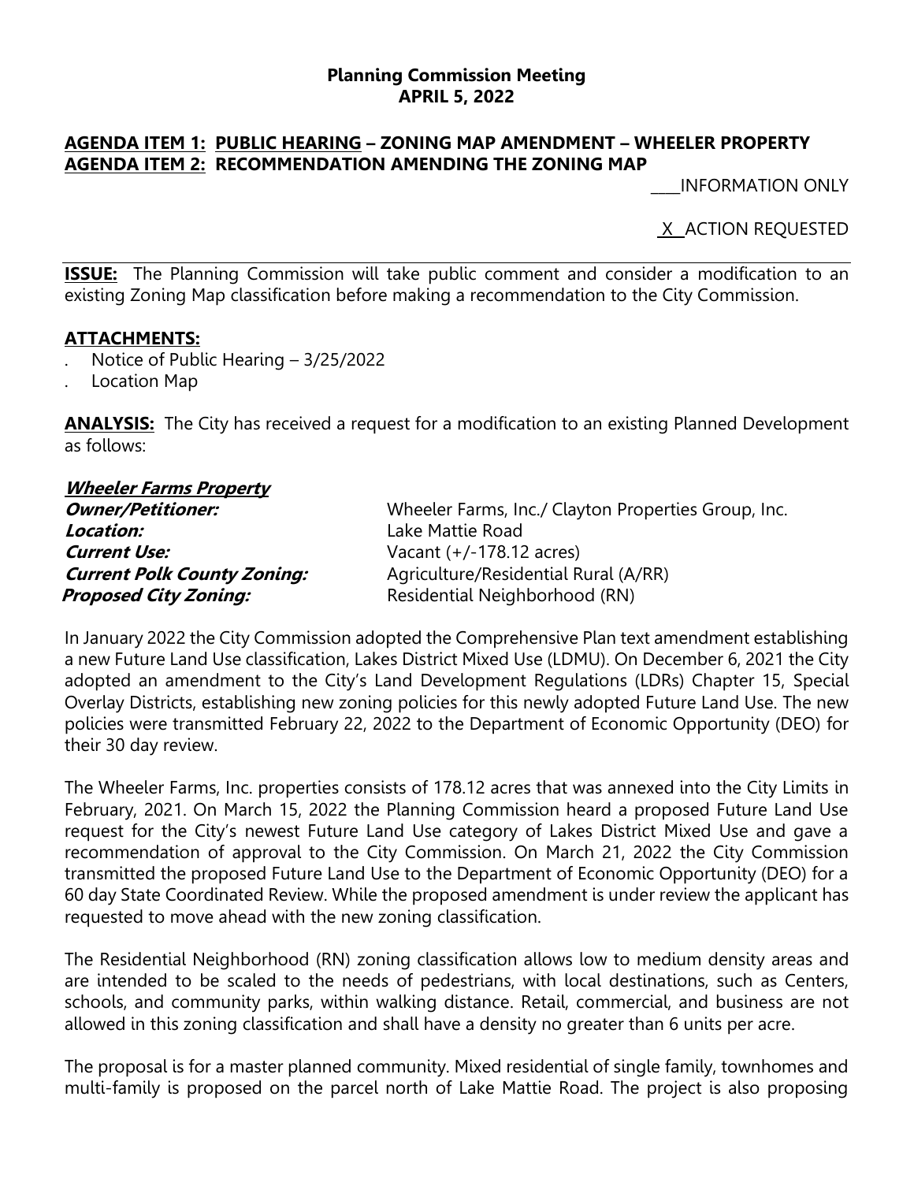**Planning Commission Meeting**
**APRIL 5, 2022**

**AGENDA ITEM 1: PUBLIC HEARING – ZONING MAP AMENDMENT – WHEELER PROPERTY**
**AGENDA ITEM 2: RECOMMENDATION AMENDING THE ZONING MAP**

____INFORMATION ONLY

X ACTION REQUESTED

**ISSUE:** The Planning Commission will take public comment and consider a modification to an existing Zoning Map classification before making a recommendation to the City Commission.

**ATTACHMENTS:**

- Notice of Public Hearing – 3/25/2022
- Location Map

**ANALYSIS:** The City has received a request for a modification to an existing Planned Development as follows:

***Wheeler Farms Property***

| | |
|---|---|
| ***Owner/Petitioner:*** | Wheeler Farms, Inc./ Clayton Properties Group, Inc. |
| ***Location:*** | Lake Mattie Road |
| ***Current Use:*** | Vacant (+/-178.12 acres) |
| ***Current Polk County Zoning:*** | Agriculture/Residential Rural (A/RR) |
| ***Proposed City Zoning:*** | Residential Neighborhood (RN) |

In January 2022 the City Commission adopted the Comprehensive Plan text amendment establishing a new Future Land Use classification, Lakes District Mixed Use (LDMU). On December 6, 2021 the City adopted an amendment to the City's Land Development Regulations (LDRs) Chapter 15, Special Overlay Districts, establishing new zoning policies for this newly adopted Future Land Use. The new policies were transmitted February 22, 2022 to the Department of Economic Opportunity (DEO) for their 30 day review.

The Wheeler Farms, Inc. properties consists of 178.12 acres that was annexed into the City Limits in February, 2021. On March 15, 2022 the Planning Commission heard a proposed Future Land Use request for the City's newest Future Land Use category of Lakes District Mixed Use and gave a recommendation of approval to the City Commission. On March 21, 2022 the City Commission transmitted the proposed Future Land Use to the Department of Economic Opportunity (DEO) for a 60 day State Coordinated Review. While the proposed amendment is under review the applicant has requested to move ahead with the new zoning classification.

The Residential Neighborhood (RN) zoning classification allows low to medium density areas and are intended to be scaled to the needs of pedestrians, with local destinations, such as Centers, schools, and community parks, within walking distance. Retail, commercial, and business are not allowed in this zoning classification and shall have a density no greater than 6 units per acre.

The proposal is for a master planned community. Mixed residential of single family, townhomes and multi-family is proposed on the parcel north of Lake Mattie Road. The project is also proposing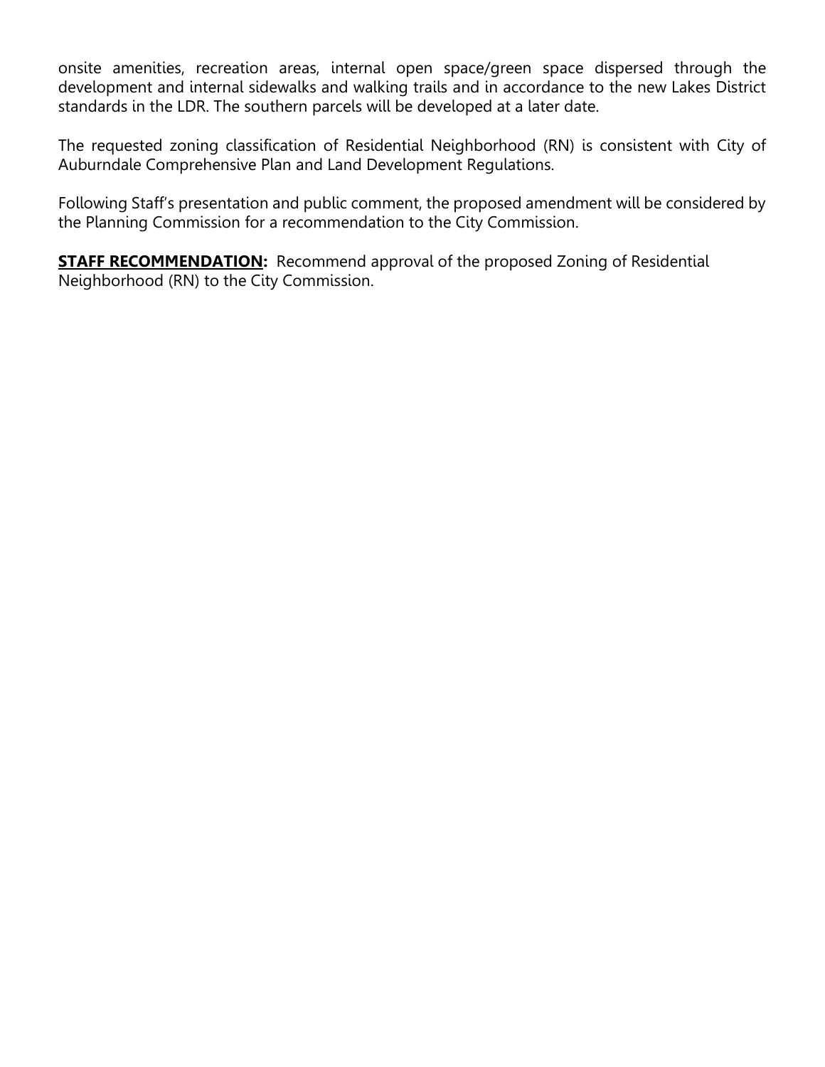onsite amenities, recreation areas, internal open space/green space dispersed through the development and internal sidewalks and walking trails and in accordance to the new Lakes District standards in the LDR. The southern parcels will be developed at a later date.

The requested zoning classification of Residential Neighborhood (RN) is consistent with City of Auburndale Comprehensive Plan and Land Development Regulations.

Following Staff's presentation and public comment, the proposed amendment will be considered by the Planning Commission for a recommendation to the City Commission.

**<u>STAFF RECOMMENDATION</u>:** Recommend approval of the proposed Zoning of Residential Neighborhood (RN) to the City Commission.